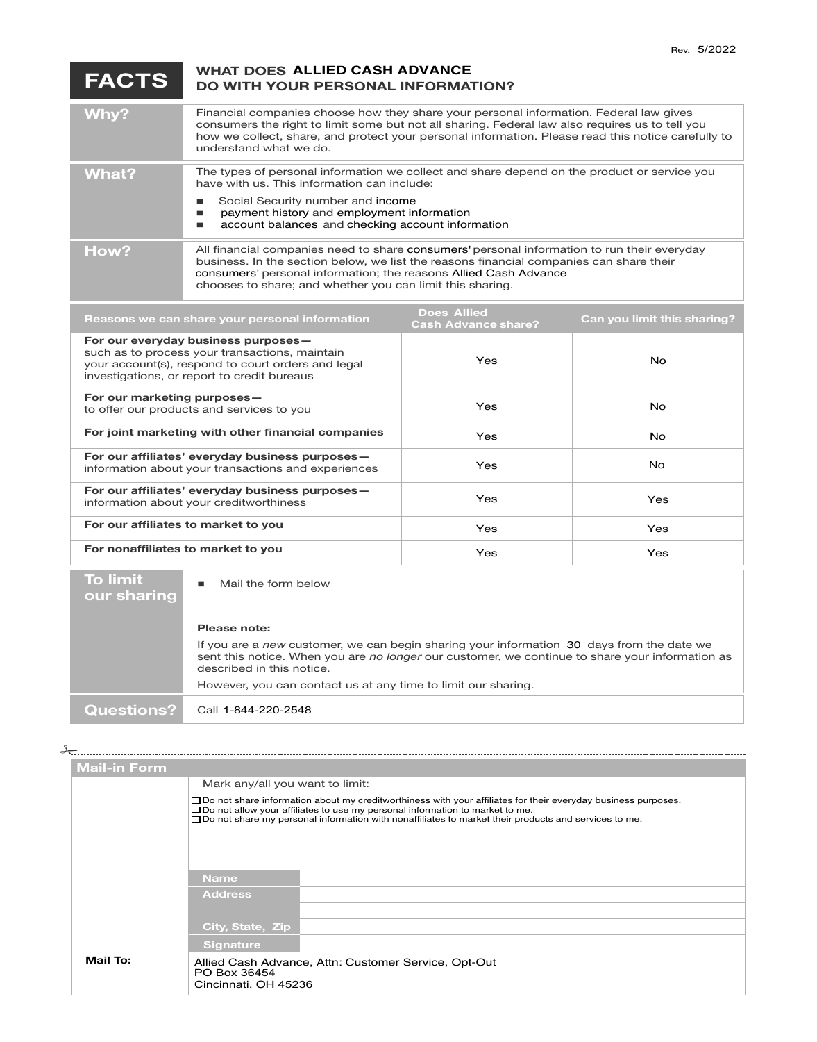Rev. 5/2022

# FACTS — WHAT DOES ALLIED CASH ADVANCE DO WITH YOUR PERSONAL INFORMATION?

| | |
|---|---|
| **Why?** | Financial companies choose how they share your personal information. Federal law gives consumers the right to limit some but not all sharing. Federal law also requires us to tell you how we collect, share, and protect your personal information. Please read this notice carefully to understand what we do. |
| **What?** | The types of personal information we collect and share depend on the product or service you have with us. This information can include:<br>■ Social Security number and income<br>■ payment history and employment information<br>■ account balances and checking account information |
| **How?** | All financial companies need to share consumers' personal information to run their everyday business. In the section below, we list the reasons financial companies can share their consumers' personal information; the reasons Allied Cash Advance chooses to share; and whether you can limit this sharing. |

| Reasons we can share your personal information | Does Allied Cash Advance share? | Can you limit this sharing? |
|---|---|---|
| **For our everyday business purposes—** such as to process your transactions, maintain your account(s), respond to court orders and legal investigations, or report to credit bureaus | Yes | No |
| **For our marketing purposes—** to offer our products and services to you | Yes | No |
| **For joint marketing with other financial companies** | Yes | No |
| **For our affiliates' everyday business purposes—** information about your transactions and experiences | Yes | No |
| **For our affiliates' everyday business purposes—** information about your creditworthiness | Yes | Yes |
| **For our affiliates to market to you** | Yes | Yes |
| **For nonaffiliates to market to you** | Yes | Yes |

| | |
|---|---|
| **To limit our sharing** | ■ Mail the form below<br><br>**Please note:**<br>If you are a *new* customer, we can begin sharing your information 30 days from the date we sent this notice. When you are *no longer* our customer, we continue to share your information as described in this notice.<br>However, you can contact us at any time to limit our sharing. |
| **Questions?** | Call 1-844-220-2548 |

---

## Mail-in Form

Mark any/all you want to limit:

- ☐ Do not share information about my creditworthiness with your affiliates for their everyday business purposes.
- ☐ Do not allow your affiliates to use my personal information to market to me.
- ☐ Do not share my personal information with nonaffiliates to market their products and services to me.

| | |
|---|---|
| **Name** | |
| **Address** | |
| | |
| **City, State, Zip** | |
| **Signature** | |

**Mail To:** Allied Cash Advance, Attn: Customer Service, Opt-Out
PO Box 36454
Cincinnati, OH 45236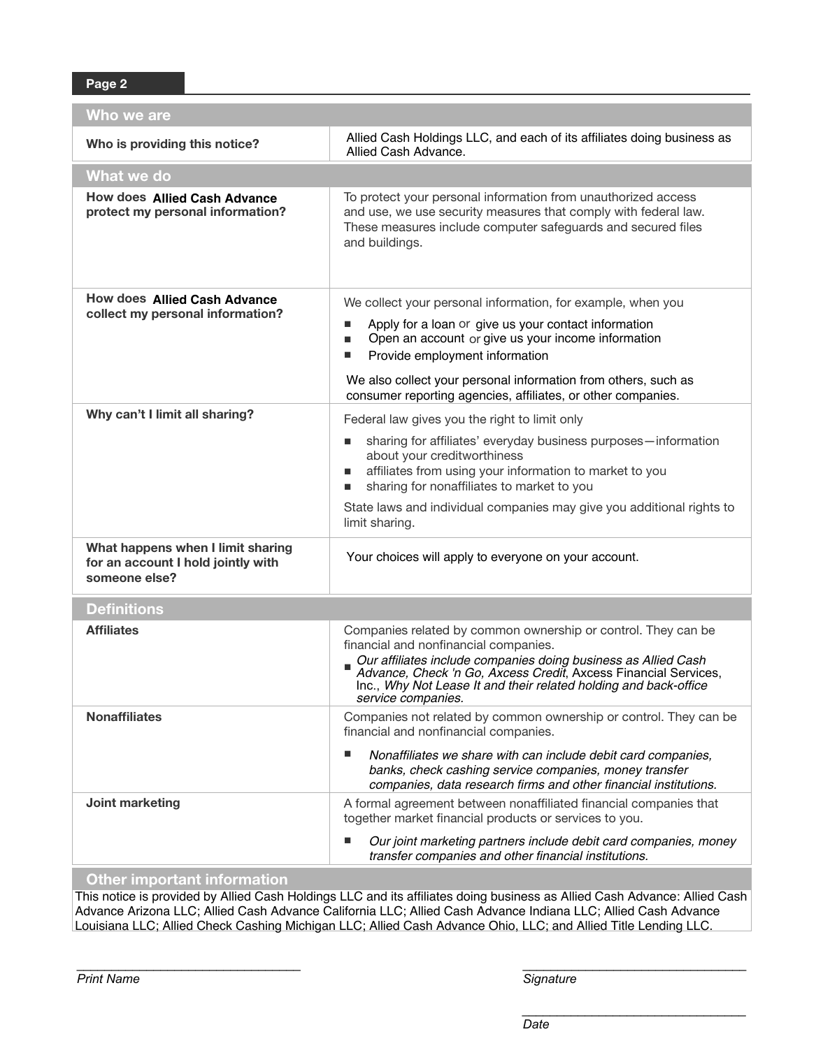| Who we are | |
|---|---|
| **Who is providing this notice?** | Allied Cash Holdings LLC, and each of its affiliates doing business as Allied Cash Advance. |

| What we do | |
|---|---|
| **How does Allied Cash Advance protect my personal information?** | To protect your personal information from unauthorized access and use, we use security measures that comply with federal law. These measures include computer safeguards and secured files and buildings. |
| **How does Allied Cash Advance collect my personal information?** | We collect your personal information, for example, when you<br>■ Apply for a loan or give us your contact information<br>■ Open an account or give us your income information<br>■ Provide employment information<br><br>We also collect your personal information from others, such as consumer reporting agencies, affiliates, or other companies. |
| **Why can't I limit all sharing?** | Federal law gives you the right to limit only<br>■ sharing for affiliates' everyday business purposes—information about your creditworthiness<br>■ affiliates from using your information to market to you<br>■ sharing for nonaffiliates to market to you<br><br>State laws and individual companies may give you additional rights to limit sharing. |
| **What happens when I limit sharing for an account I hold jointly with someone else?** | Your choices will apply to everyone on your account. |

| Definitions | |
|---|---|
| **Affiliates** | Companies related by common ownership or control. They can be financial and nonfinancial companies.<br>■ *Our affiliates include companies doing business as Allied Cash Advance, Check 'n Go, Axcess Credit*, Axcess Financial Services, Inc., *Why Not Lease It and their related holding and back-office service companies.* |
| **Nonaffiliates** | Companies not related by common ownership or control. They can be financial and nonfinancial companies.<br>■ *Nonaffiliates we share with can include debit card companies, banks, check cashing service companies, money transfer companies, data research firms and other financial institutions.* |
| **Joint marketing** | A formal agreement between nonaffiliated financial companies that together market financial products or services to you.<br>■ *Our joint marketing partners include debit card companies, money transfer companies and other financial institutions.* |

## Other important information

This notice is provided by Allied Cash Holdings LLC and its affiliates doing business as Allied Cash Advance: Allied Cash Advance Arizona LLC; Allied Cash Advance California LLC; Allied Cash Advance Indiana LLC; Allied Cash Advance Louisiana LLC; Allied Check Cashing Michigan LLC; Allied Cash Advance Ohio, LLC; and Allied Title Lending LLC.

_______________________________
*Print Name*

_______________________________
*Signature*

_______________________________
*Date*